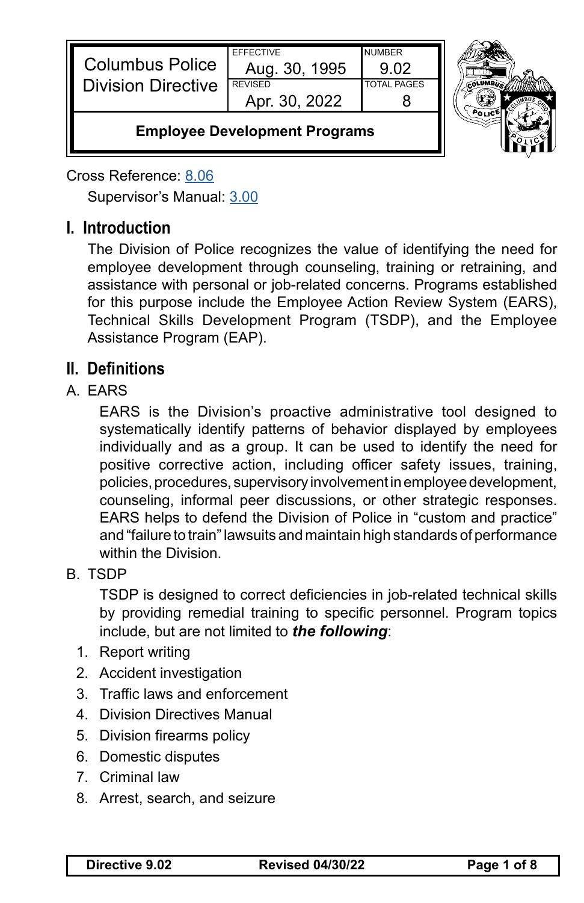| Columbus Police Division Directive | EFFECTIVE Aug. 30, 1995 | NUMBER 9.02 |
| --- | --- | --- |
| | REVISED Apr. 30, 2022 | TOTAL PAGES 8 |
| **Employee Development Programs** | | |

Cross Reference: 8.06

Supervisor's Manual: 3.00

## I. Introduction

The Division of Police recognizes the value of identifying the need for employee development through counseling, training or retraining, and assistance with personal or job-related concerns. Programs established for this purpose include the Employee Action Review System (EARS), Technical Skills Development Program (TSDP), and the Employee Assistance Program (EAP).

## II. Definitions

A. EARS

EARS is the Division's proactive administrative tool designed to systematically identify patterns of behavior displayed by employees individually and as a group. It can be used to identify the need for positive corrective action, including officer safety issues, training, policies, procedures, supervisory involvement in employee development, counseling, informal peer discussions, or other strategic responses. EARS helps to defend the Division of Police in "custom and practice" and "failure to train" lawsuits and maintain high standards of performance within the Division.

B. TSDP

TSDP is designed to correct deficiencies in job-related technical skills by providing remedial training to specific personnel. Program topics include, but are not limited to ***the following***:

1. Report writing
2. Accident investigation
3. Traffic laws and enforcement
4. Division Directives Manual
5. Division firearms policy
6. Domestic disputes
7. Criminal law
8. Arrest, search, and seizure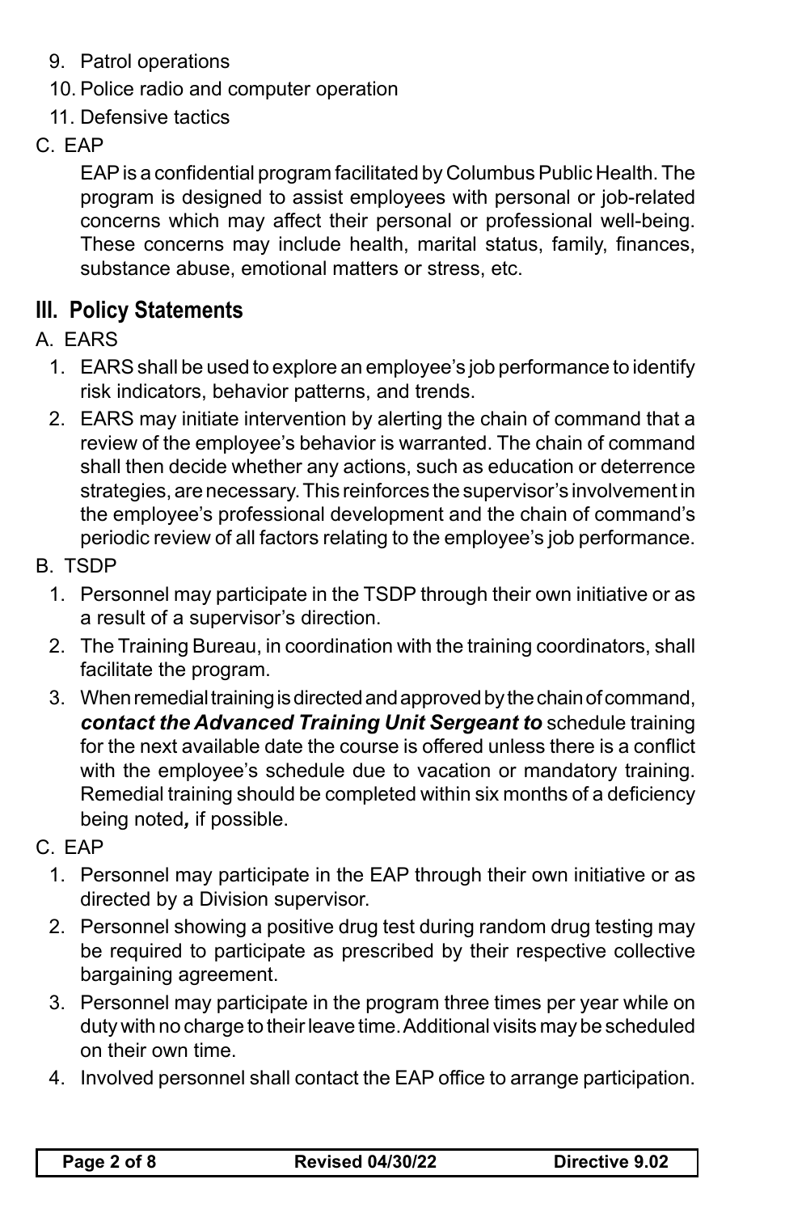9. Patrol operations
10. Police radio and computer operation
11. Defensive tactics

C. EAP

EAP is a confidential program facilitated by Columbus Public Health. The program is designed to assist employees with personal or job-related concerns which may affect their personal or professional well-being. These concerns may include health, marital status, family, finances, substance abuse, emotional matters or stress, etc.

## III. Policy Statements

A. EARS

1. EARS shall be used to explore an employee's job performance to identify risk indicators, behavior patterns, and trends.
2. EARS may initiate intervention by alerting the chain of command that a review of the employee's behavior is warranted. The chain of command shall then decide whether any actions, such as education or deterrence strategies, are necessary. This reinforces the supervisor's involvement in the employee's professional development and the chain of command's periodic review of all factors relating to the employee's job performance.

B. TSDP

1. Personnel may participate in the TSDP through their own initiative or as a result of a supervisor's direction.
2. The Training Bureau, in coordination with the training coordinators, shall facilitate the program.
3. When remedial training is directed and approved by the chain of command, ***contact the Advanced Training Unit Sergeant to*** schedule training for the next available date the course is offered unless there is a conflict with the employee's schedule due to vacation or mandatory training. Remedial training should be completed within six months of a deficiency being noted***,*** if possible.

C. EAP

1. Personnel may participate in the EAP through their own initiative or as directed by a Division supervisor.
2. Personnel showing a positive drug test during random drug testing may be required to participate as prescribed by their respective collective bargaining agreement.
3. Personnel may participate in the program three times per year while on duty with no charge to their leave time. Additional visits may be scheduled on their own time.
4. Involved personnel shall contact the EAP office to arrange participation.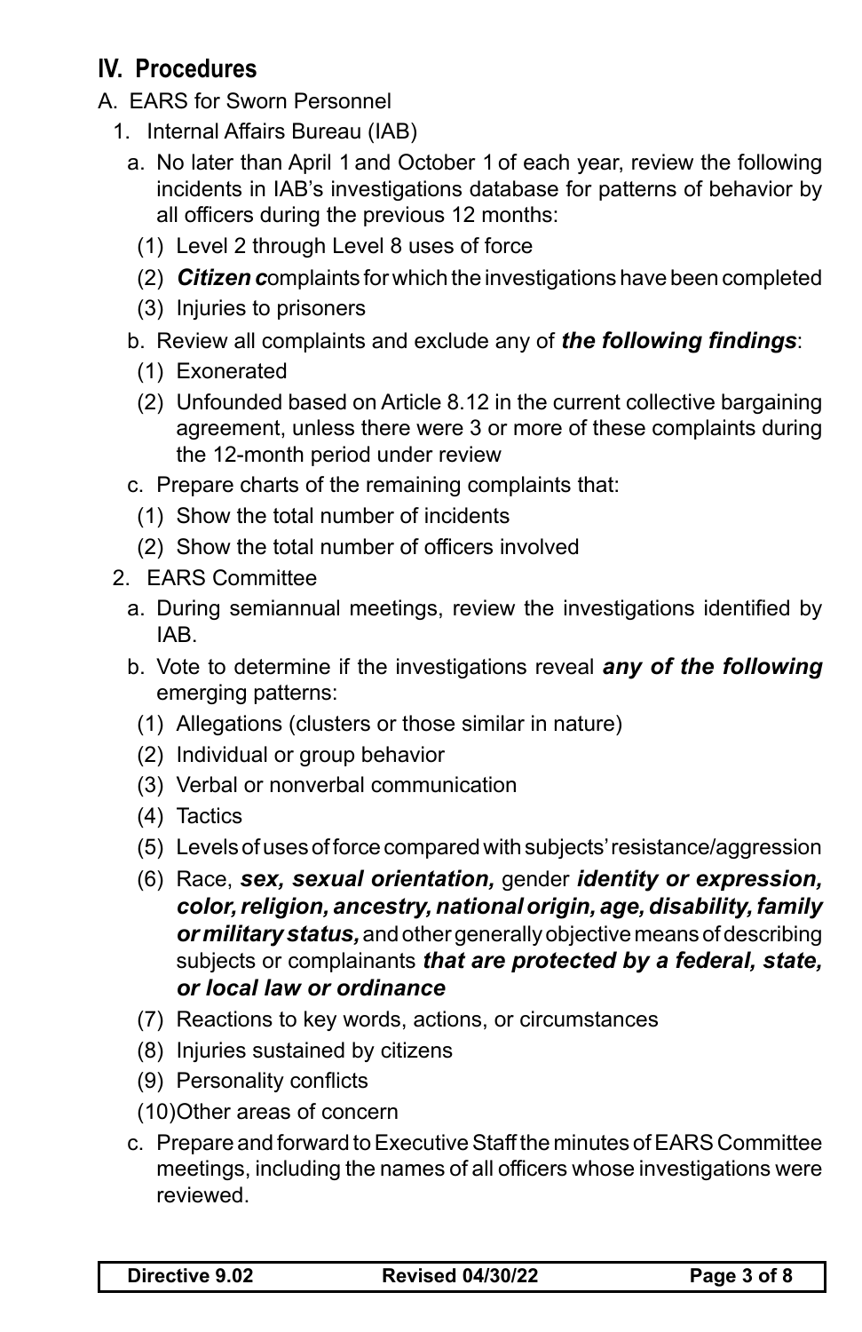## IV. Procedures

A. EARS for Sworn Personnel

1. Internal Affairs Bureau (IAB)

   a. No later than April 1 and October 1 of each year, review the following incidents in IAB's investigations database for patterns of behavior by all officers during the previous 12 months:

      (1) Level 2 through Level 8 uses of force

      (2) ***Citizen c***omplaints for which the investigations have been completed

      (3) Injuries to prisoners

   b. Review all complaints and exclude any of ***the following findings***:

      (1) Exonerated

      (2) Unfounded based on Article 8.12 in the current collective bargaining agreement, unless there were 3 or more of these complaints during the 12-month period under review

   c. Prepare charts of the remaining complaints that:

      (1) Show the total number of incidents

      (2) Show the total number of officers involved

2. EARS Committee

   a. During semiannual meetings, review the investigations identified by IAB.

   b. Vote to determine if the investigations reveal ***any of the following*** emerging patterns:

      (1) Allegations (clusters or those similar in nature)

      (2) Individual or group behavior

      (3) Verbal or nonverbal communication

      (4) Tactics

      (5) Levels of uses of force compared with subjects' resistance/aggression

      (6) Race, ***sex, sexual orientation,*** gender ***identity or expression, color, religion, ancestry, national origin, age, disability, family or military status,*** and other generally objective means of describing subjects or complainants ***that are protected by a federal, state, or local law or ordinance***

      (7) Reactions to key words, actions, or circumstances

      (8) Injuries sustained by citizens

      (9) Personality conflicts

      (10) Other areas of concern

   c. Prepare and forward to Executive Staff the minutes of EARS Committee meetings, including the names of all officers whose investigations were reviewed.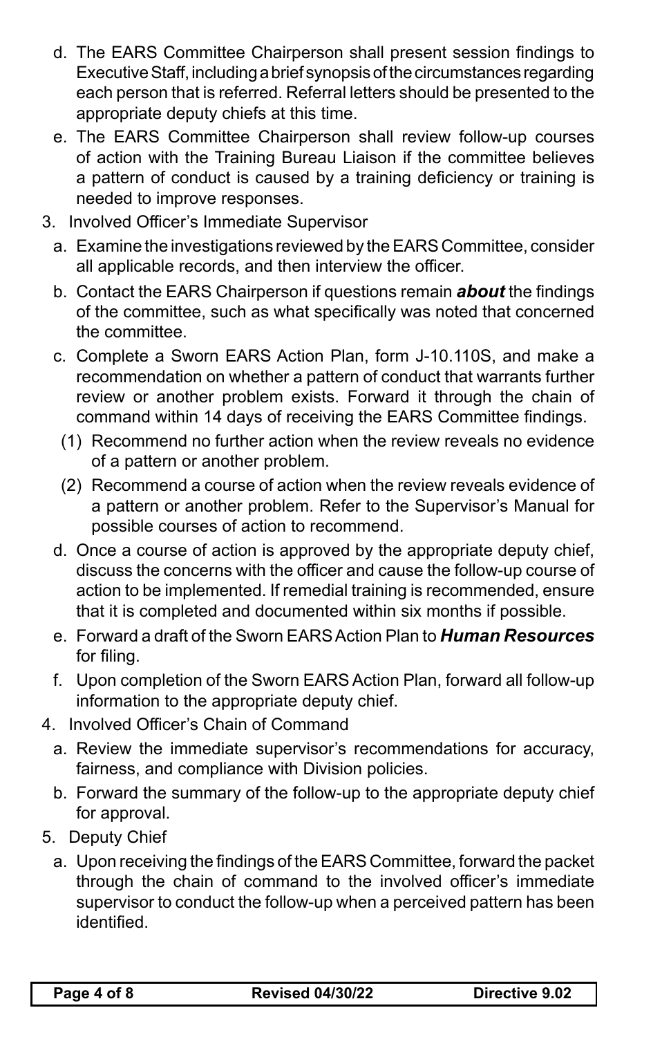d. The EARS Committee Chairperson shall present session findings to Executive Staff, including a brief synopsis of the circumstances regarding each person that is referred. Referral letters should be presented to the appropriate deputy chiefs at this time.

e. The EARS Committee Chairperson shall review follow-up courses of action with the Training Bureau Liaison if the committee believes a pattern of conduct is caused by a training deficiency or training is needed to improve responses.

3. Involved Officer's Immediate Supervisor

   a. Examine the investigations reviewed by the EARS Committee, consider all applicable records, and then interview the officer.

   b. Contact the EARS Chairperson if questions remain ***about*** the findings of the committee, such as what specifically was noted that concerned the committee.

   c. Complete a Sworn EARS Action Plan, form J-10.110S, and make a recommendation on whether a pattern of conduct that warrants further review or another problem exists. Forward it through the chain of command within 14 days of receiving the EARS Committee findings.

      (1) Recommend no further action when the review reveals no evidence of a pattern or another problem.

      (2) Recommend a course of action when the review reveals evidence of a pattern or another problem. Refer to the Supervisor's Manual for possible courses of action to recommend.

   d. Once a course of action is approved by the appropriate deputy chief, discuss the concerns with the officer and cause the follow-up course of action to be implemented. If remedial training is recommended, ensure that it is completed and documented within six months if possible.

   e. Forward a draft of the Sworn EARS Action Plan to ***Human Resources*** for filing.

   f. Upon completion of the Sworn EARS Action Plan, forward all follow-up information to the appropriate deputy chief.

4. Involved Officer's Chain of Command

   a. Review the immediate supervisor's recommendations for accuracy, fairness, and compliance with Division policies.

   b. Forward the summary of the follow-up to the appropriate deputy chief for approval.

5. Deputy Chief

   a. Upon receiving the findings of the EARS Committee, forward the packet through the chain of command to the involved officer's immediate supervisor to conduct the follow-up when a perceived pattern has been identified.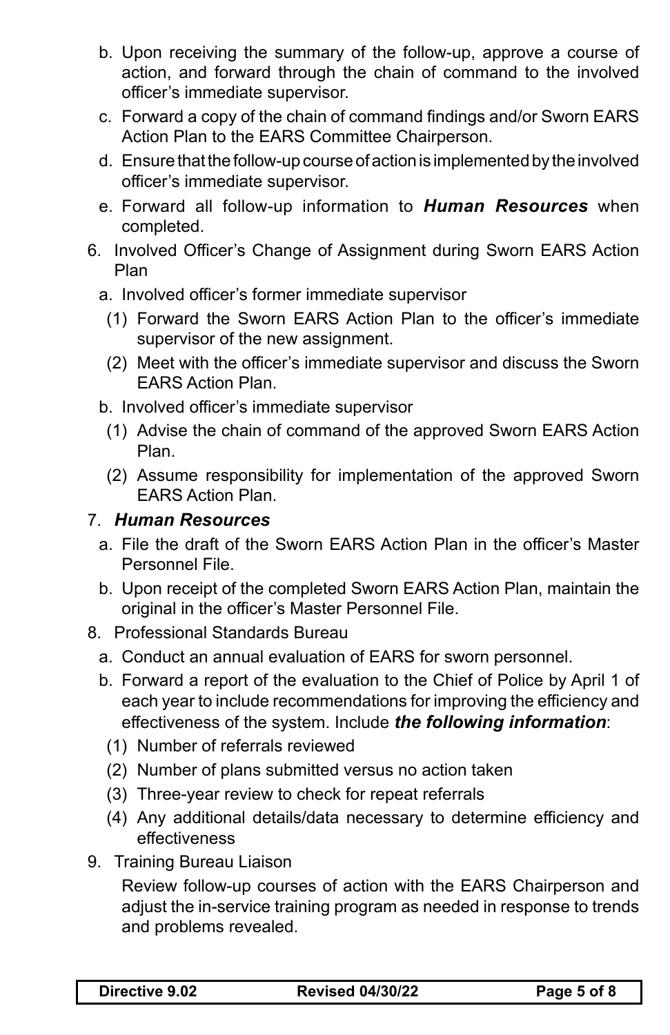b. Upon receiving the summary of the follow-up, approve a course of action, and forward through the chain of command to the involved officer's immediate supervisor.

c. Forward a copy of the chain of command findings and/or Sworn EARS Action Plan to the EARS Committee Chairperson.

d. Ensure that the follow-up course of action is implemented by the involved officer's immediate supervisor.

e. Forward all follow-up information to ***Human Resources*** when completed.

6. Involved Officer's Change of Assignment during Sworn EARS Action Plan

   a. Involved officer's former immediate supervisor

      (1) Forward the Sworn EARS Action Plan to the officer's immediate supervisor of the new assignment.

      (2) Meet with the officer's immediate supervisor and discuss the Sworn EARS Action Plan.

   b. Involved officer's immediate supervisor

      (1) Advise the chain of command of the approved Sworn EARS Action Plan.

      (2) Assume responsibility for implementation of the approved Sworn EARS Action Plan.

7. ***Human Resources***

   a. File the draft of the Sworn EARS Action Plan in the officer's Master Personnel File.

   b. Upon receipt of the completed Sworn EARS Action Plan, maintain the original in the officer's Master Personnel File.

8. Professional Standards Bureau

   a. Conduct an annual evaluation of EARS for sworn personnel.

   b. Forward a report of the evaluation to the Chief of Police by April 1 of each year to include recommendations for improving the efficiency and effectiveness of the system. Include ***the following information***:

      (1) Number of referrals reviewed

      (2) Number of plans submitted versus no action taken

      (3) Three-year review to check for repeat referrals

      (4) Any additional details/data necessary to determine efficiency and effectiveness

9. Training Bureau Liaison

   Review follow-up courses of action with the EARS Chairperson and adjust the in-service training program as needed in response to trends and problems revealed.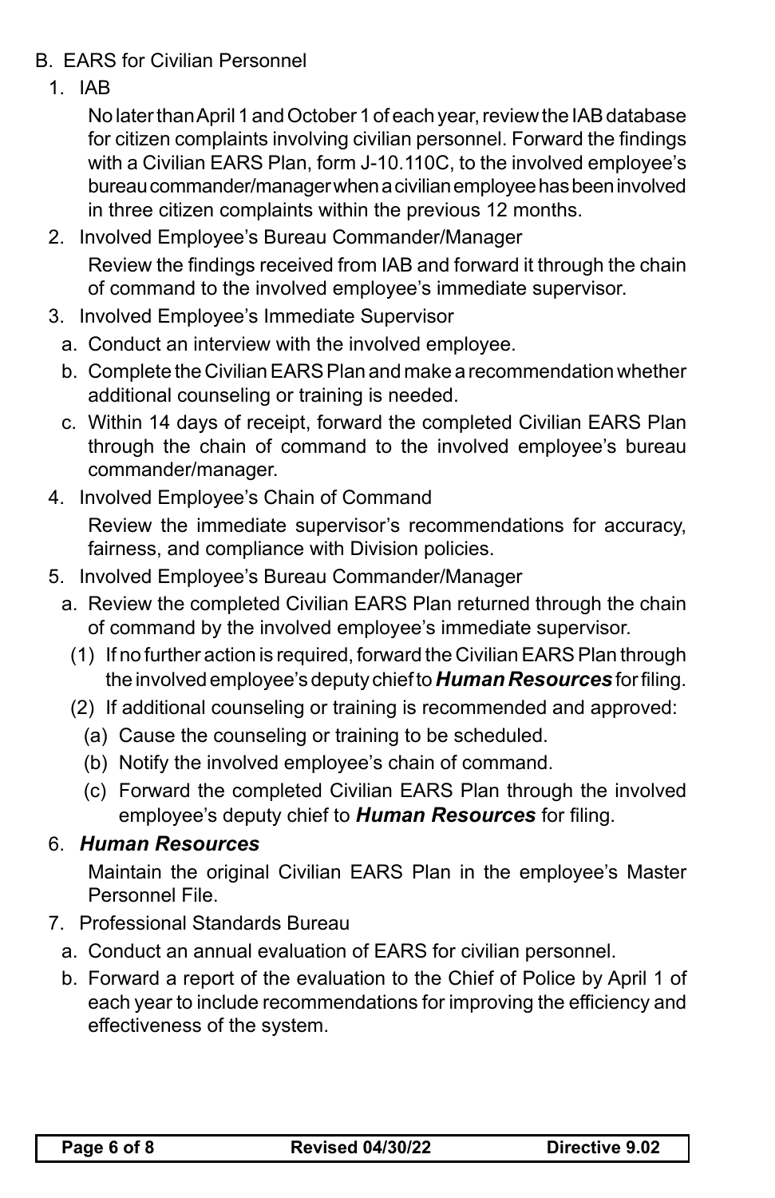B. EARS for Civilian Personnel

1. IAB

   No later than April 1 and October 1 of each year, review the IAB database for citizen complaints involving civilian personnel. Forward the findings with a Civilian EARS Plan, form J-10.110C, to the involved employee's bureau commander/manager when a civilian employee has been involved in three citizen complaints within the previous 12 months.

2. Involved Employee's Bureau Commander/Manager

   Review the findings received from IAB and forward it through the chain of command to the involved employee's immediate supervisor.

3. Involved Employee's Immediate Supervisor

   a. Conduct an interview with the involved employee.

   b. Complete the Civilian EARS Plan and make a recommendation whether additional counseling or training is needed.

   c. Within 14 days of receipt, forward the completed Civilian EARS Plan through the chain of command to the involved employee's bureau commander/manager.

4. Involved Employee's Chain of Command

   Review the immediate supervisor's recommendations for accuracy, fairness, and compliance with Division policies.

5. Involved Employee's Bureau Commander/Manager

   a. Review the completed Civilian EARS Plan returned through the chain of command by the involved employee's immediate supervisor.

      (1) If no further action is required, forward the Civilian EARS Plan through the involved employee's deputy chief to ***Human Resources*** for filing.

      (2) If additional counseling or training is recommended and approved:

         (a) Cause the counseling or training to be scheduled.

         (b) Notify the involved employee's chain of command.

         (c) Forward the completed Civilian EARS Plan through the involved employee's deputy chief to ***Human Resources*** for filing.

6. ***Human Resources***

   Maintain the original Civilian EARS Plan in the employee's Master Personnel File.

7. Professional Standards Bureau

   a. Conduct an annual evaluation of EARS for civilian personnel.

   b. Forward a report of the evaluation to the Chief of Police by April 1 of each year to include recommendations for improving the efficiency and effectiveness of the system.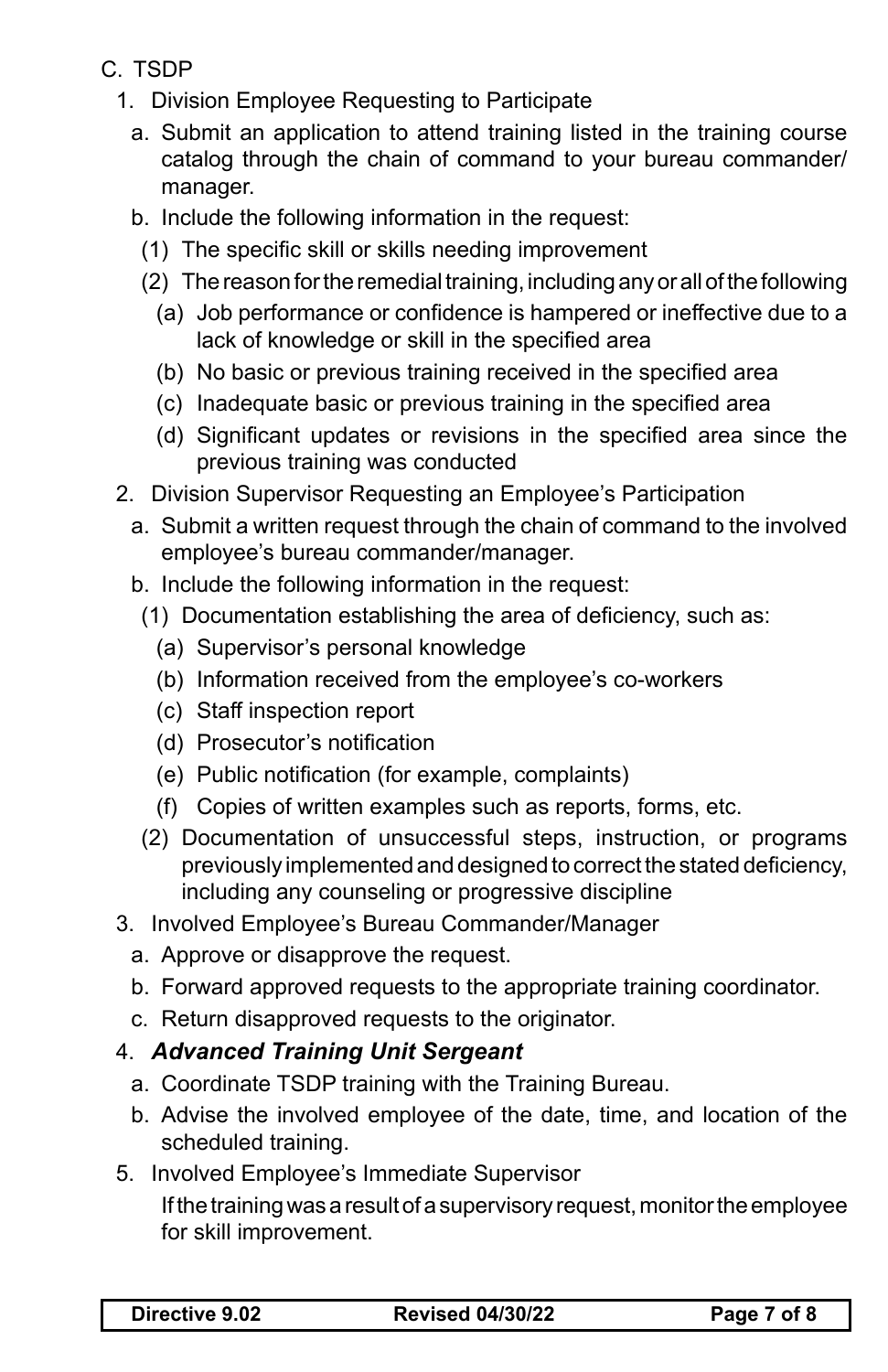C. TSDP

1. Division Employee Requesting to Participate
   a. Submit an application to attend training listed in the training course catalog through the chain of command to your bureau commander/ manager.
   b. Include the following information in the request:
      (1) The specific skill or skills needing improvement
      (2) The reason for the remedial training, including any or all of the following
         (a) Job performance or confidence is hampered or ineffective due to a lack of knowledge or skill in the specified area
         (b) No basic or previous training received in the specified area
         (c) Inadequate basic or previous training in the specified area
         (d) Significant updates or revisions in the specified area since the previous training was conducted
2. Division Supervisor Requesting an Employee's Participation
   a. Submit a written request through the chain of command to the involved employee's bureau commander/manager.
   b. Include the following information in the request:
      (1) Documentation establishing the area of deficiency, such as:
         (a) Supervisor's personal knowledge
         (b) Information received from the employee's co-workers
         (c) Staff inspection report
         (d) Prosecutor's notification
         (e) Public notification (for example, complaints)
         (f) Copies of written examples such as reports, forms, etc.
      (2) Documentation of unsuccessful steps, instruction, or programs previously implemented and designed to correct the stated deficiency, including any counseling or progressive discipline
3. Involved Employee's Bureau Commander/Manager
   a. Approve or disapprove the request.
   b. Forward approved requests to the appropriate training coordinator.
   c. Return disapproved requests to the originator.
4. ***Advanced Training Unit Sergeant***
   a. Coordinate TSDP training with the Training Bureau.
   b. Advise the involved employee of the date, time, and location of the scheduled training.
5. Involved Employee's Immediate Supervisor

   If the training was a result of a supervisory request, monitor the employee for skill improvement.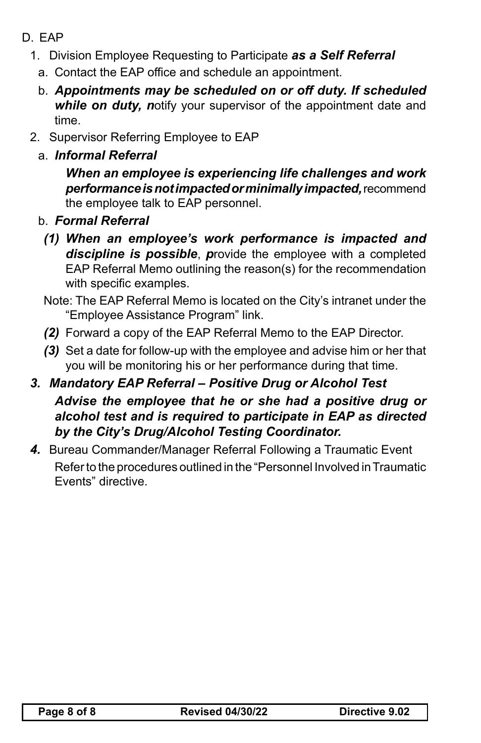D. EAP

1. Division Employee Requesting to Participate ***as a Self Referral***
   a. Contact the EAP office and schedule an appointment.
   b. ***Appointments may be scheduled on or off duty. If scheduled while on duty, n***otify your supervisor of the appointment date and time.
2. Supervisor Referring Employee to EAP
   a. ***Informal Referral***

      ***When an employee is experiencing life challenges and work performance is not impacted or minimally impacted,*** recommend the employee talk to EAP personnel.

   b. ***Formal Referral***
      ***(1)*** ***When an employee's work performance is impacted and discipline is possible***, ***p***rovide the employee with a completed EAP Referral Memo outlining the reason(s) for the recommendation with specific examples.

      Note: The EAP Referral Memo is located on the City's intranet under the "Employee Assistance Program" link.

      ***(2)*** Forward a copy of the EAP Referral Memo to the EAP Director.

      ***(3)*** Set a date for follow-up with the employee and advise him or her that you will be monitoring his or her performance during that time.
3. ***Mandatory EAP Referral – Positive Drug or Alcohol Test***

   ***Advise the employee that he or she had a positive drug or alcohol test and is required to participate in EAP as directed by the City's Drug/Alcohol Testing Coordinator.***
4. Bureau Commander/Manager Referral Following a Traumatic Event

   Refer to the procedures outlined in the "Personnel Involved in Traumatic Events" directive.